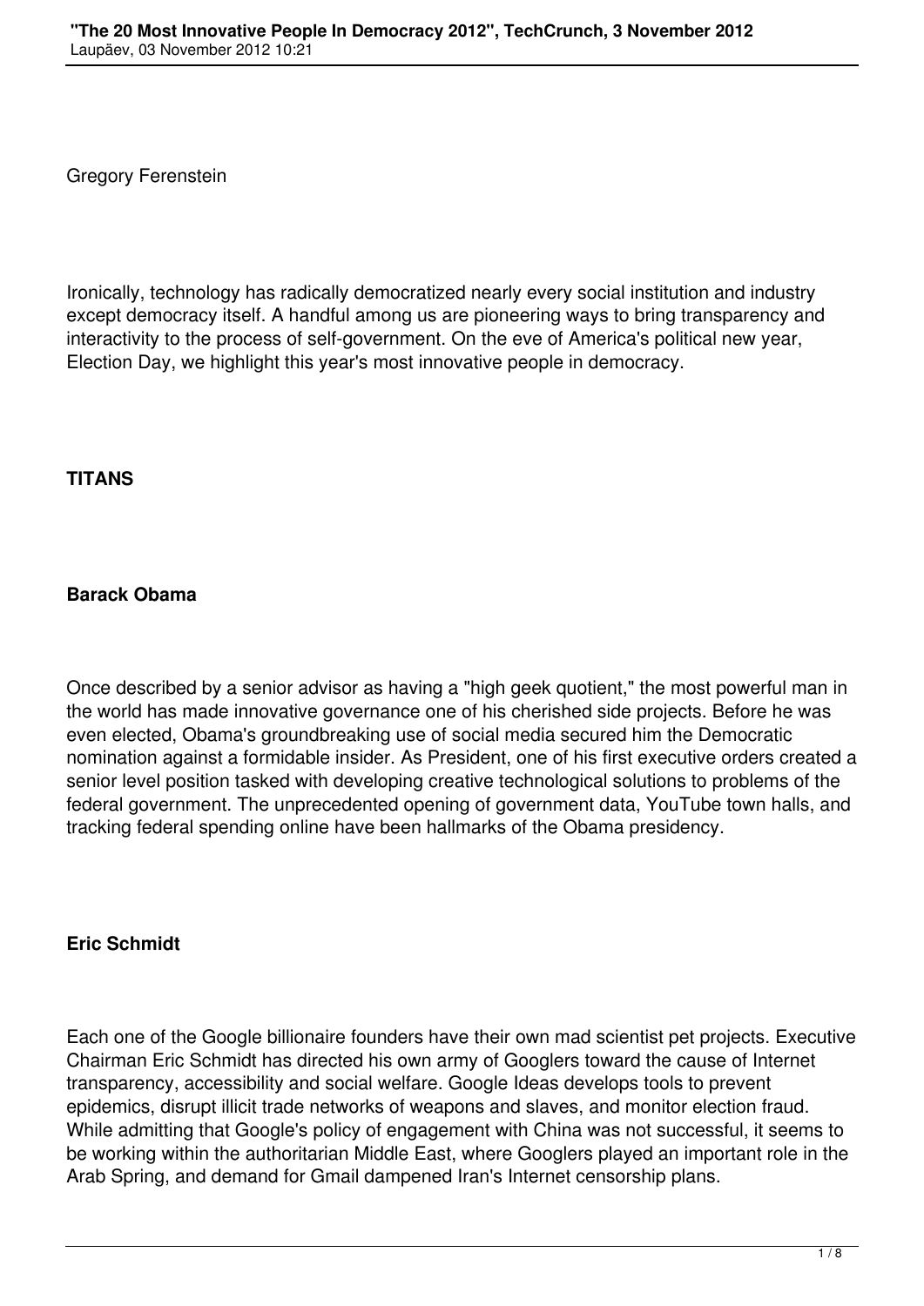Gregory Ferenstein

Ironically, technology has radically democratized nearly every social institution and industry except democracy itself. A handful among us are pioneering ways to bring transparency and interactivity to the process of self-government. On the eve of America's political new year, Election Day, we highlight this year's most innovative people in democracy.

## TITANS

### Barack Obama

Once described by a senior advisor as having a "high geek quotient," the most powerful man in the world has made innovative governance one of his cherished side projects. Before he was even elected, Obama's groundbreaking use of social media secured him the Democratic nomination against a formidable insider. As President, one of his first executive orders created a senior level position tasked with developing creative technological solutions to problems of the federal government. The unprecedented opening of government data, YouTube town halls, and tracking federal spending online have been hallmarks of the Obama presidency.

### Eric Schmidt

Each one of the Google billionaire founders have their own mad scientist pet projects. Executive Chairman Eric Schmidt has directed his own army of Googlers toward the cause of Internet transparency, accessibility and social welfare. Google Ideas develops tools to prevent epidemics, disrupt illicit trade networks of weapons and slaves, and monitor election fraud. While admitting that Google's policy of engagement with China was not successful, it seems to be working within the authoritarian Middle East, where Googlers played an important role in the Arab Spring, and demand for Gmail dampened Iran's Internet censorship plans.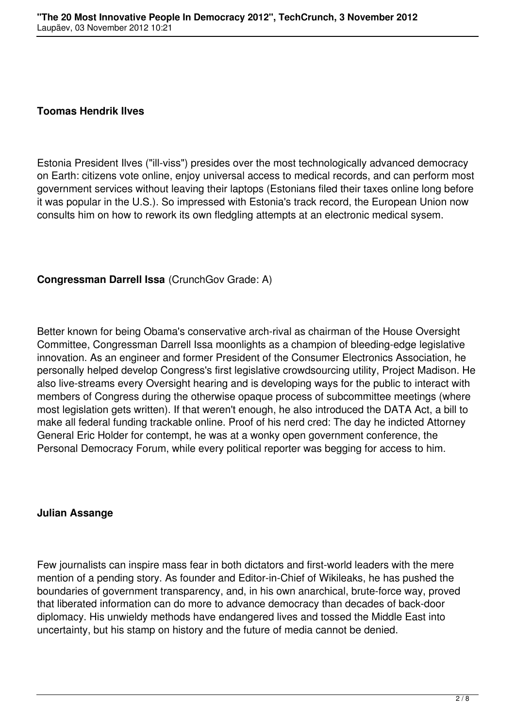**Toomas Hendrik Ilves**

Estonia President Ilves ("ill-viss") presides over the most technologically advanced democracy on Earth: citizens vote online, enjoy universal access to medical records, and can perform most government services without leaving their laptops (Estonians filed their taxes online long before it was popular in the U.S.). So impressed with Estonia's track record, the European Union now consults him on how to rework its own fledgling attempts at an electronic medical sysem.

**Congressman Darrell Issa** (CrunchGov Grade: A)

Better known for being Obama's conservative arch-rival as chairman of the House Oversight Committee, Congressman Darrell Issa moonlights as a champion of bleeding-edge legislative innovation. As an engineer and former President of the Consumer Electronics Association, he personally helped develop Congress's first legislative crowdsourcing utility, Project Madison. He also live-streams every Oversight hearing and is developing ways for the public to interact with members of Congress during the otherwise opaque process of subcommittee meetings (where most legislation gets written). If that weren't enough, he also introduced the DATA Act, a bill to make all federal funding trackable online. Proof of his nerd cred: The day he indicted Attorney General Eric Holder for contempt, he was at a wonky open government conference, the Personal Democracy Forum, while every political reporter was begging for access to him.

**Julian Assange**

Few journalists can inspire mass fear in both dictators and first-world leaders with the mere mention of a pending story. As founder and Editor-in-Chief of Wikileaks, he has pushed the boundaries of government transparency, and, in his own anarchical, brute-force way, proved that liberated information can do more to advance democracy than decades of back-door diplomacy. His unwieldy methods have endangered lives and tossed the Middle East into uncertainty, but his stamp on history and the future of media cannot be denied.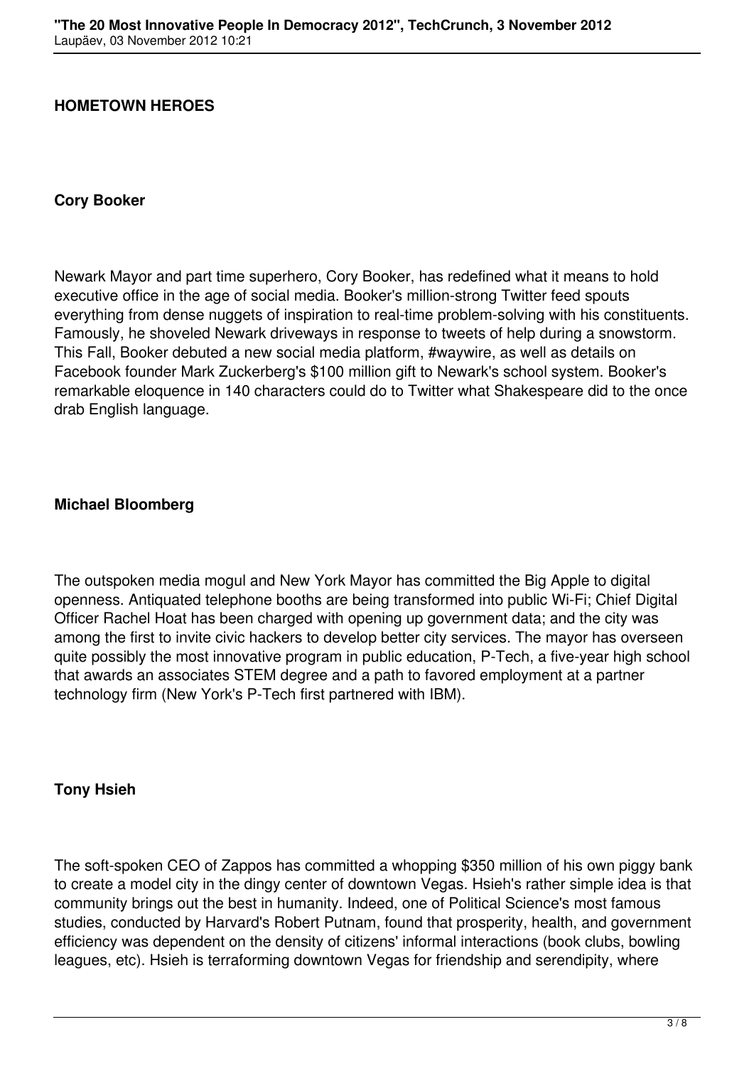**HOMETOWN HEROES**

**Cory Booker**

Newark Mayor and part time superhero, Cory Booker, has redefined what it means to hold executive office in the age of social media. Booker's million-strong Twitter feed spouts everything from dense nuggets of inspiration to real-time problem-solving with his constituents. Famously, he shoveled Newark driveways in response to tweets of help during a snowstorm. This Fall, Booker debuted a new social media platform, #waywire, as well as details on Facebook founder Mark Zuckerberg's $100 million gift to Newark's school system. Booker's remarkable eloquence in 140 characters could do to Twitter what Shakespeare did to the once drab English language.

**Michael Bloomberg**

The outspoken media mogul and New York Mayor has committed the Big Apple to digital openness. Antiquated telephone booths are being transformed into public Wi-Fi; Chief Digital Officer Rachel Hoat has been charged with opening up government data; and the city was among the first to invite civic hackers to develop better city services. The mayor has overseen quite possibly the most innovative program in public education, P-Tech, a five-year high school that awards an associates STEM degree and a path to favored employment at a partner technology firm (New York's P-Tech first partnered with IBM).

**Tony Hsieh**

The soft-spoken CEO of Zappos has committed a whopping $350 million of his own piggy bank to create a model city in the dingy center of downtown Vegas. Hsieh's rather simple idea is that community brings out the best in humanity. Indeed, one of Political Science's most famous studies, conducted by Harvard's Robert Putnam, found that prosperity, health, and government efficiency was dependent on the density of citizens' informal interactions (book clubs, bowling leagues, etc). Hsieh is terraforming downtown Vegas for friendship and serendipity, where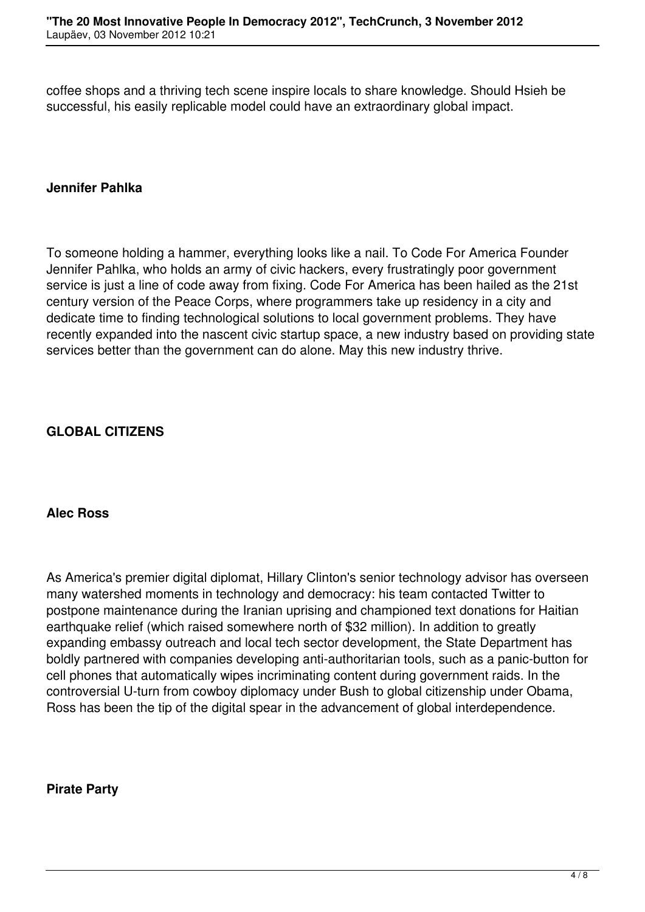coffee shops and a thriving tech scene inspire locals to share knowledge. Should Hsieh be successful, his easily replicable model could have an extraordinary global impact.

**Jennifer Pahlka**

To someone holding a hammer, everything looks like a nail. To Code For America Founder Jennifer Pahlka, who holds an army of civic hackers, every frustratingly poor government service is just a line of code away from fixing. Code For America has been hailed as the 21st century version of the Peace Corps, where programmers take up residency in a city and dedicate time to finding technological solutions to local government problems. They have recently expanded into the nascent civic startup space, a new industry based on providing state services better than the government can do alone. May this new industry thrive.

**GLOBAL CITIZENS**

**Alec Ross**

As America's premier digital diplomat, Hillary Clinton's senior technology advisor has overseen many watershed moments in technology and democracy: his team contacted Twitter to postpone maintenance during the Iranian uprising and championed text donations for Haitian earthquake relief (which raised somewhere north of $32 million). In addition to greatly expanding embassy outreach and local tech sector development, the State Department has boldly partnered with companies developing anti-authoritarian tools, such as a panic-button for cell phones that automatically wipes incriminating content during government raids. In the controversial U-turn from cowboy diplomacy under Bush to global citizenship under Obama, Ross has been the tip of the digital spear in the advancement of global interdependence.

**Pirate Party**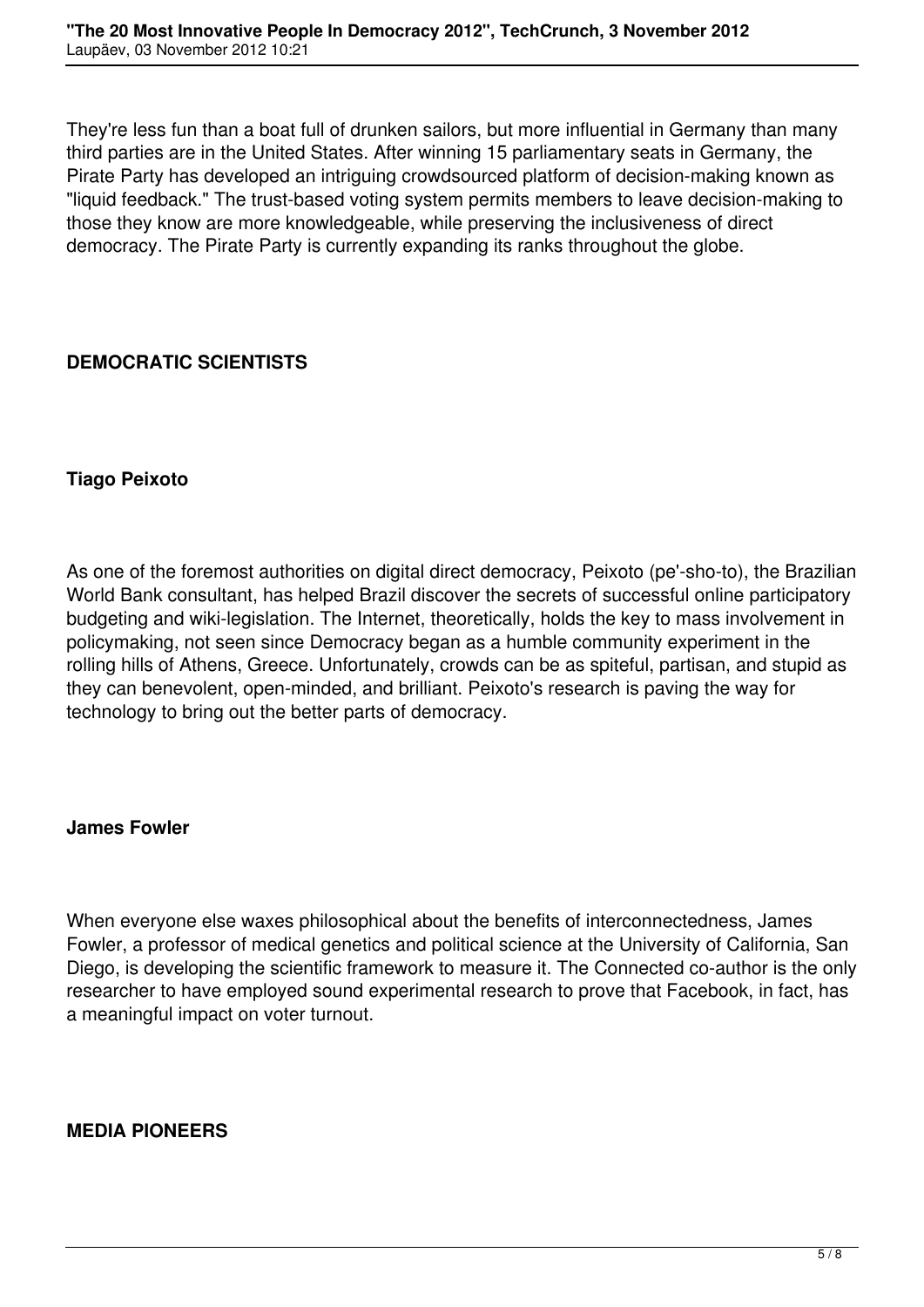They're less fun than a boat full of drunken sailors, but more influential in Germany than many third parties are in the United States. After winning 15 parliamentary seats in Germany, the Pirate Party has developed an intriguing crowdsourced platform of decision-making known as "liquid feedback." The trust-based voting system permits members to leave decision-making to those they know are more knowledgeable, while preserving the inclusiveness of direct democracy. The Pirate Party is currently expanding its ranks throughout the globe.

## DEMOCRATIC SCIENTISTS

### Tiago Peixoto

As one of the foremost authorities on digital direct democracy, Peixoto (pe'-sho-to), the Brazilian World Bank consultant, has helped Brazil discover the secrets of successful online participatory budgeting and wiki-legislation. The Internet, theoretically, holds the key to mass involvement in policymaking, not seen since Democracy began as a humble community experiment in the rolling hills of Athens, Greece. Unfortunately, crowds can be as spiteful, partisan, and stupid as they can benevolent, open-minded, and brilliant. Peixoto's research is paving the way for technology to bring out the better parts of democracy.

### James Fowler

When everyone else waxes philosophical about the benefits of interconnectedness, James Fowler, a professor of medical genetics and political science at the University of California, San Diego, is developing the scientific framework to measure it. The Connected co-author is the only researcher to have employed sound experimental research to prove that Facebook, in fact, has a meaningful impact on voter turnout.

## MEDIA PIONEERS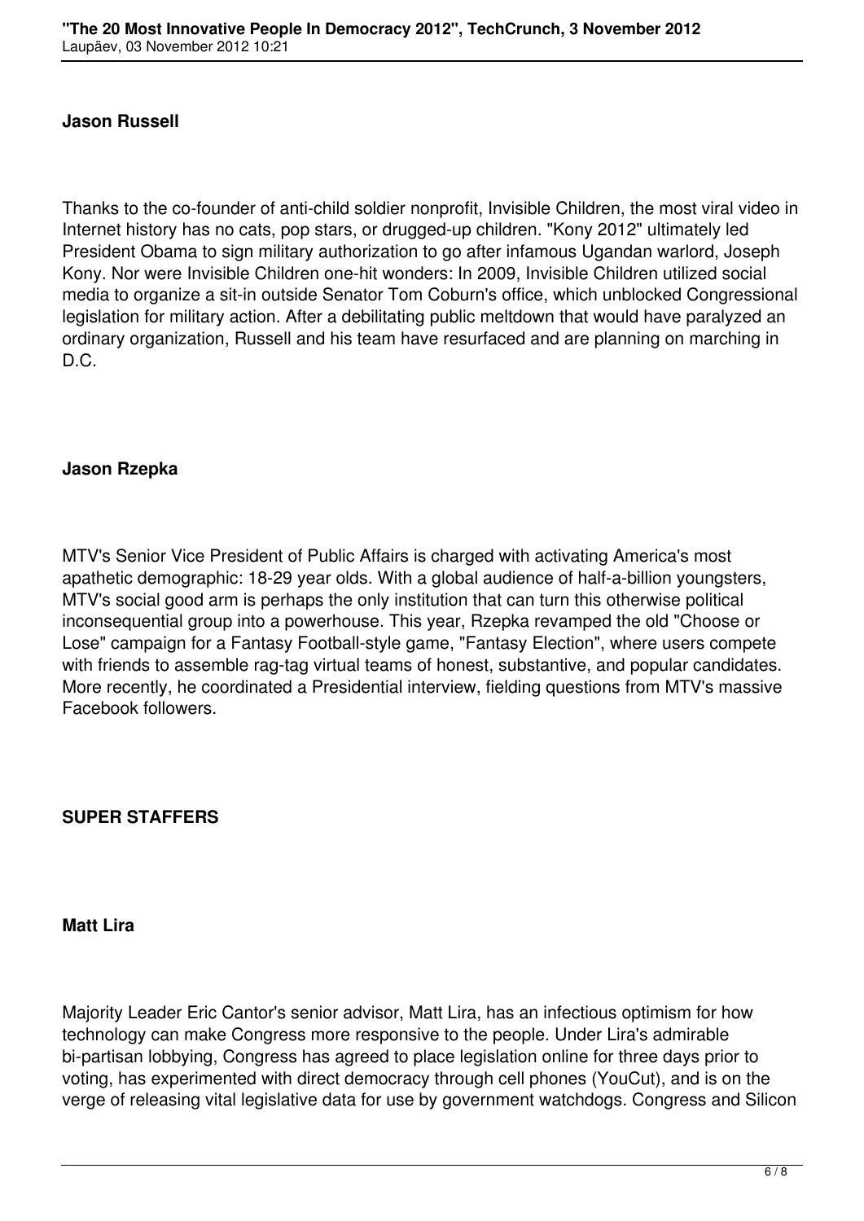**Jason Russell**

Thanks to the co-founder of anti-child soldier nonprofit, Invisible Children, the most viral video in Internet history has no cats, pop stars, or drugged-up children. "Kony 2012" ultimately led President Obama to sign military authorization to go after infamous Ugandan warlord, Joseph Kony. Nor were Invisible Children one-hit wonders: In 2009, Invisible Children utilized social media to organize a sit-in outside Senator Tom Coburn's office, which unblocked Congressional legislation for military action. After a debilitating public meltdown that would have paralyzed an ordinary organization, Russell and his team have resurfaced and are planning on marching in D.C.

**Jason Rzepka**

MTV's Senior Vice President of Public Affairs is charged with activating America's most apathetic demographic: 18-29 year olds. With a global audience of half-a-billion youngsters, MTV's social good arm is perhaps the only institution that can turn this otherwise political inconsequential group into a powerhouse. This year, Rzepka revamped the old "Choose or Lose" campaign for a Fantasy Football-style game, "Fantasy Election", where users compete with friends to assemble rag-tag virtual teams of honest, substantive, and popular candidates. More recently, he coordinated a Presidential interview, fielding questions from MTV's massive Facebook followers.

**SUPER STAFFERS**

**Matt Lira**

Majority Leader Eric Cantor's senior advisor, Matt Lira, has an infectious optimism for how technology can make Congress more responsive to the people. Under Lira's admirable bi-partisan lobbying, Congress has agreed to place legislation online for three days prior to voting, has experimented with direct democracy through cell phones (YouCut), and is on the verge of releasing vital legislative data for use by government watchdogs. Congress and Silicon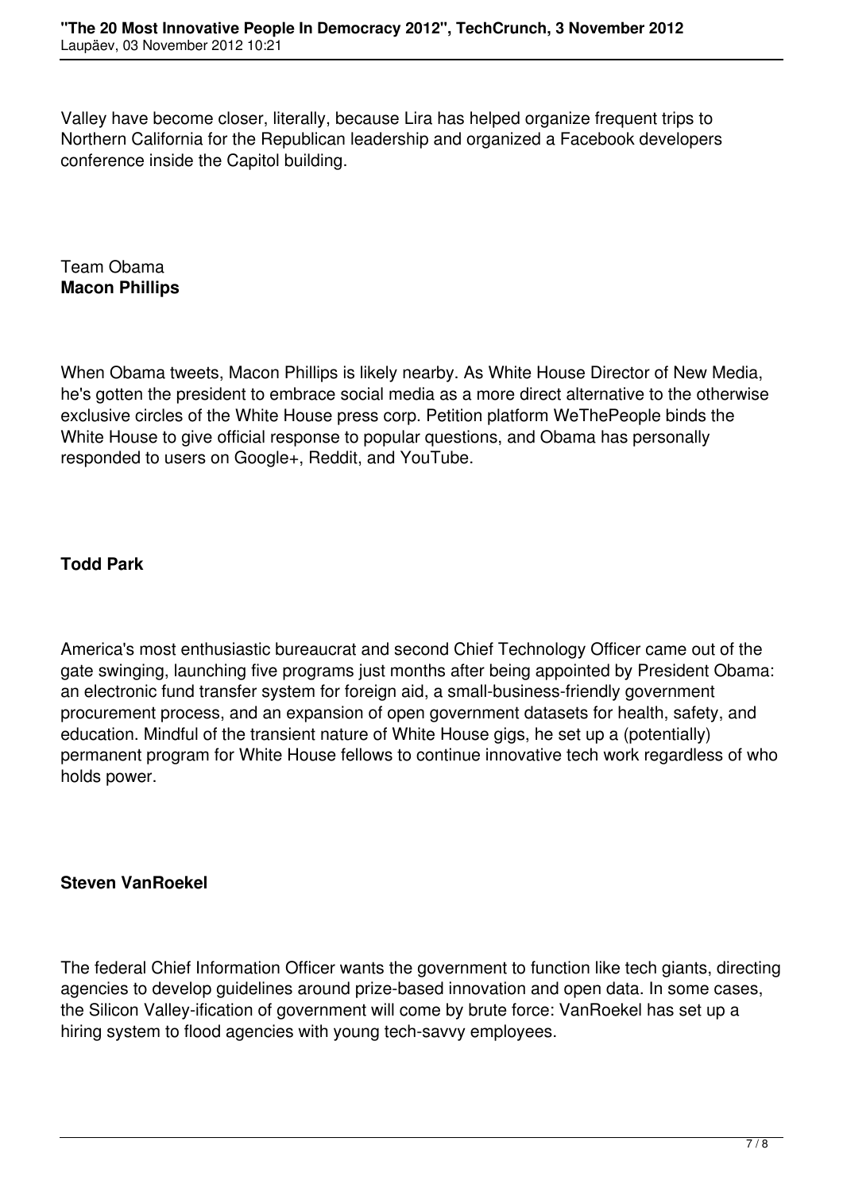Valley have become closer, literally, because Lira has helped organize frequent trips to Northern California for the Republican leadership and organized a Facebook developers conference inside the Capitol building.

Team Obama
**Macon Phillips**

When Obama tweets, Macon Phillips is likely nearby. As White House Director of New Media, he's gotten the president to embrace social media as a more direct alternative to the otherwise exclusive circles of the White House press corp. Petition platform WeThePeople binds the White House to give official response to popular questions, and Obama has personally responded to users on Google+, Reddit, and YouTube.

**Todd Park**

America's most enthusiastic bureaucrat and second Chief Technology Officer came out of the gate swinging, launching five programs just months after being appointed by President Obama: an electronic fund transfer system for foreign aid, a small-business-friendly government procurement process, and an expansion of open government datasets for health, safety, and education. Mindful of the transient nature of White House gigs, he set up a (potentially) permanent program for White House fellows to continue innovative tech work regardless of who holds power.

**Steven VanRoekel**

The federal Chief Information Officer wants the government to function like tech giants, directing agencies to develop guidelines around prize-based innovation and open data. In some cases, the Silicon Valley-ification of government will come by brute force: VanRoekel has set up a hiring system to flood agencies with young tech-savvy employees.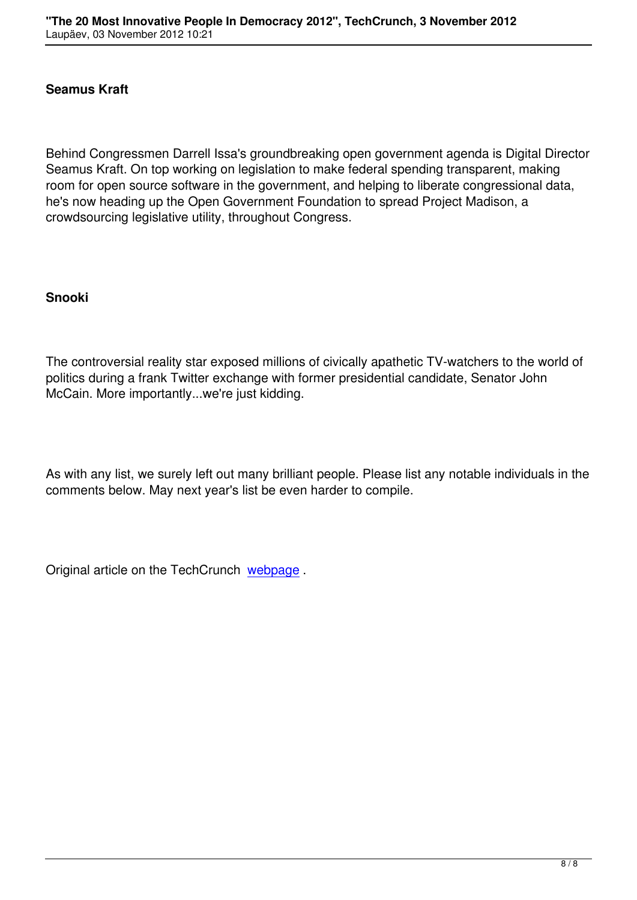**Seamus Kraft**

Behind Congressmen Darrell Issa's groundbreaking open government agenda is Digital Director Seamus Kraft. On top working on legislation to make federal spending transparent, making room for open source software in the government, and helping to liberate congressional data, he's now heading up the Open Government Foundation to spread Project Madison, a crowdsourcing legislative utility, throughout Congress.

**Snooki**

The controversial reality star exposed millions of civically apathetic TV-watchers to the world of politics during a frank Twitter exchange with former presidential candidate, Senator John McCain. More importantly...we're just kidding.

As with any list, we surely left out many brilliant people. Please list any notable individuals in the comments below. May next year's list be even harder to compile.

Original article on the TechCrunch [webpage](webpage) .